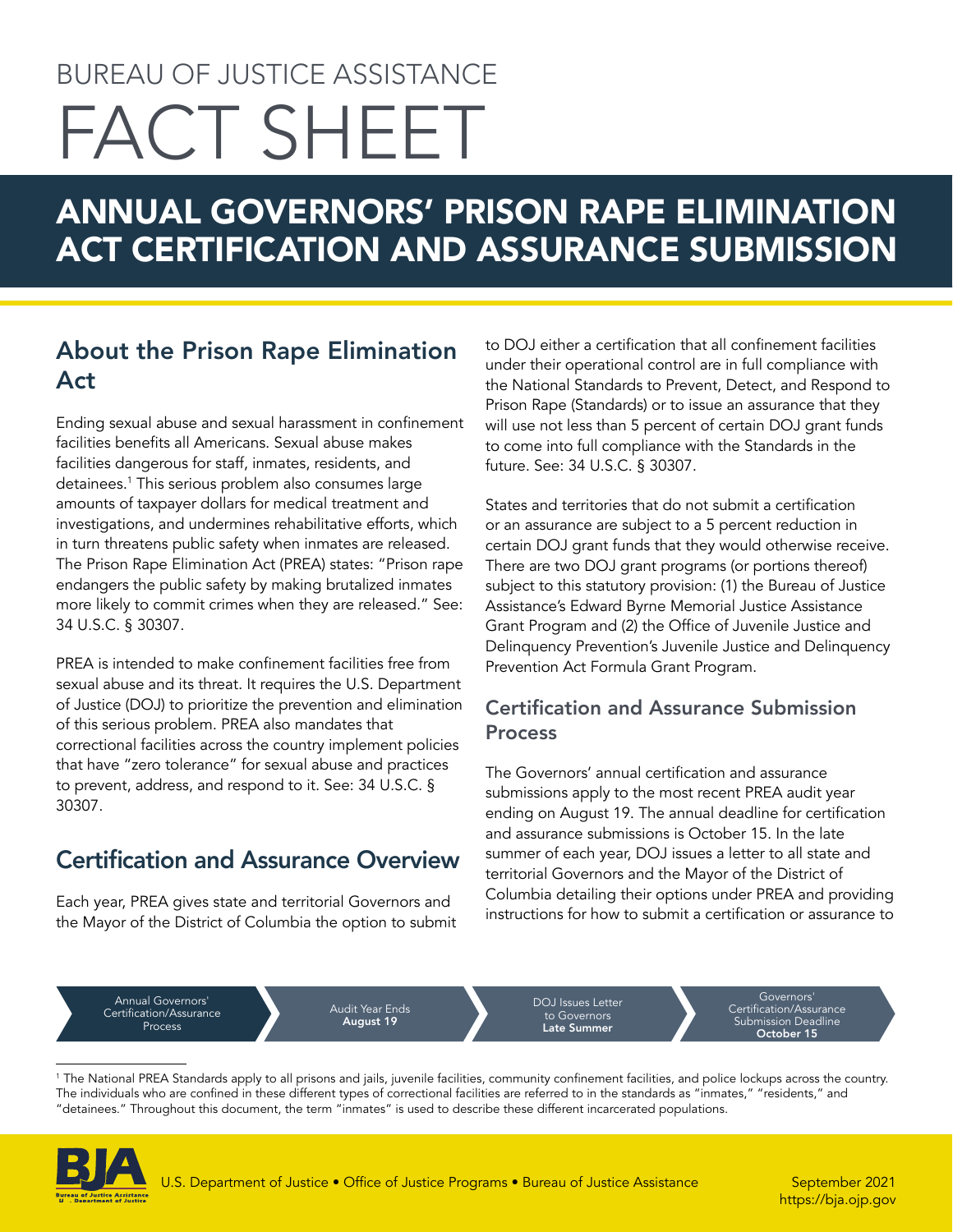BUREAU OF JUSTICE ASSISTANCE

# FACT SHEET

# ANNUAL GOVERNORS' PRISON RAPE ELIMINATION ACT CERTIFICATION AND ASSURANCE SUBMISSION

## About the Prison Rape Elimination Act

Ending sexual abuse and sexual harassment in confinement facilities benefits all Americans. Sexual abuse makes facilities dangerous for staff, inmates, residents, and detainees.[1] This serious problem also consumes large amounts of taxpayer dollars for medical treatment and investigations, and undermines rehabilitative efforts, which in turn threatens public safety when inmates are released. The Prison Rape Elimination Act (PREA) states: "Prison rape endangers the public safety by making brutalized inmates more likely to commit crimes when they are released." See: 34 U.S.C. § 30307.

PREA is intended to make confinement facilities free from sexual abuse and its threat. It requires the U.S. Department of Justice (DOJ) to prioritize the prevention and elimination of this serious problem. PREA also mandates that correctional facilities across the country implement policies that have "zero tolerance" for sexual abuse and practices to prevent, address, and respond to it. See: 34 U.S.C. § 30307.

## Certification and Assurance Overview

Each year, PREA gives state and territorial Governors and the Mayor of the District of Columbia the option to submit to DOJ either a certification that all confinement facilities under their operational control are in full compliance with the National Standards to Prevent, Detect, and Respond to Prison Rape (Standards) or to issue an assurance that they will use not less than 5 percent of certain DOJ grant funds to come into full compliance with the Standards in the future. See: 34 U.S.C. § 30307.

States and territories that do not submit a certification or an assurance are subject to a 5 percent reduction in certain DOJ grant funds that they would otherwise receive. There are two DOJ grant programs (or portions thereof) subject to this statutory provision: (1) the Bureau of Justice Assistance's Edward Byrne Memorial Justice Assistance Grant Program and (2) the Office of Juvenile Justice and Delinquency Prevention's Juvenile Justice and Delinquency Prevention Act Formula Grant Program.

### Certification and Assurance Submission Process

The Governors' annual certification and assurance submissions apply to the most recent PREA audit year ending on August 19. The annual deadline for certification and assurance submissions is October 15. In the late summer of each year, DOJ issues a letter to all state and territorial Governors and the Mayor of the District of Columbia detailing their options under PREA and providing instructions for how to submit a certification or assurance to

Annual Governors' Certification/Assurance Process → Audit Year Ends **August 19** → DOJ Issues Letter to Governors **Late Summer** → Governors' Certification/Assurance Submission Deadline **October 15**

[1] The National PREA Standards apply to all prisons and jails, juvenile facilities, community confinement facilities, and police lockups across the country. The individuals who are confined in these different types of correctional facilities are referred to in the standards as "inmates," "residents," and "detainees." Throughout this document, the term "inmates" is used to describe these different incarcerated populations.

U.S. Department of Justice • Office of Justice Programs • Bureau of Justice Assistance

September 2021
https://bja.ojp.gov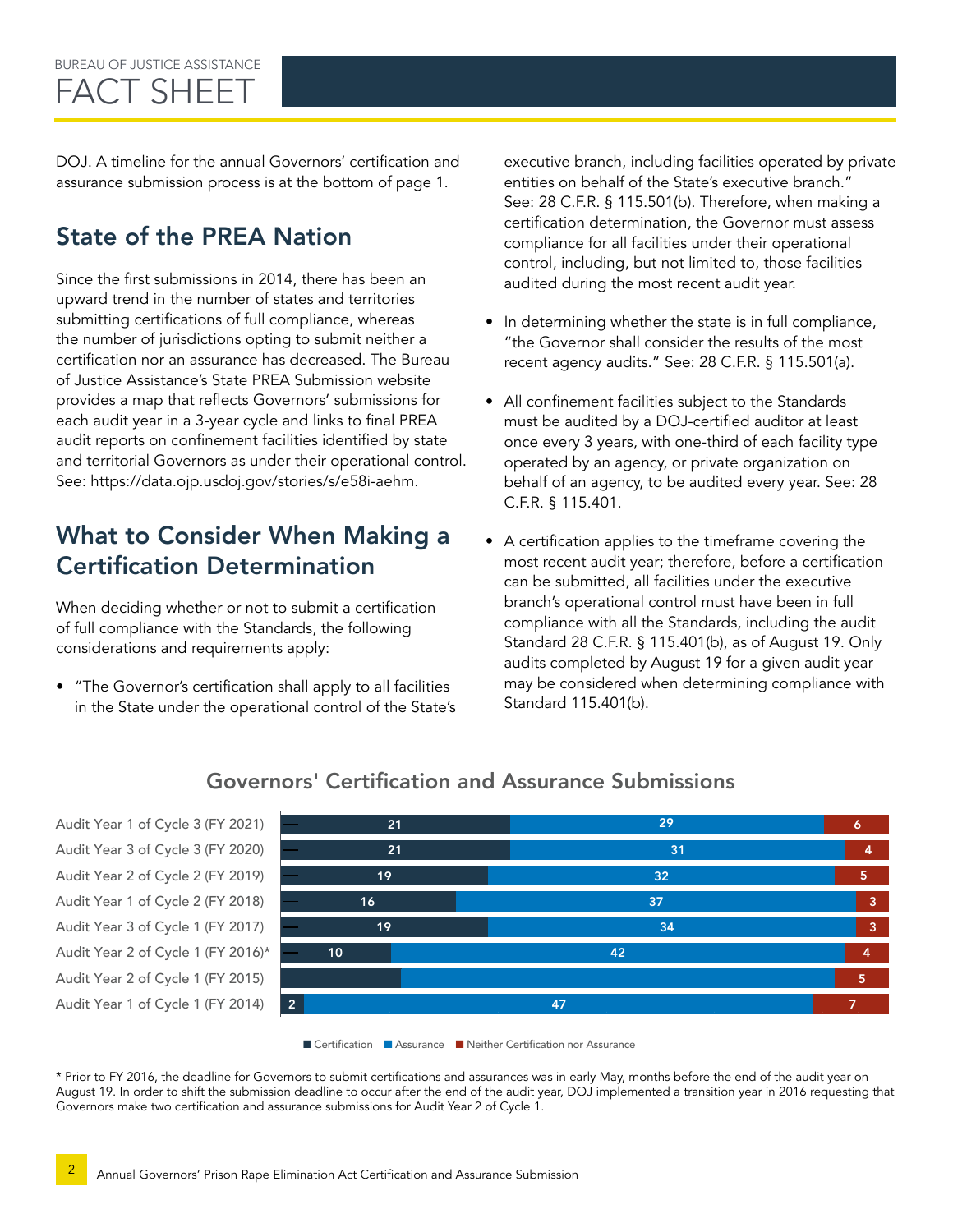DOJ. A timeline for the annual Governors' certification and assurance submission process is at the bottom of page 1.

## State of the PREA Nation

Since the first submissions in 2014, there has been an upward trend in the number of states and territories submitting certifications of full compliance, whereas the number of jurisdictions opting to submit neither a certification nor an assurance has decreased. The Bureau of Justice Assistance's State PREA Submission website provides a map that reflects Governors' submissions for each audit year in a 3-year cycle and links to final PREA audit reports on confinement facilities identified by state and territorial Governors as under their operational control. See: https://data.ojp.usdoj.gov/stories/s/e58i-aehm.

## What to Consider When Making a Certification Determination

When deciding whether or not to submit a certification of full compliance with the Standards, the following considerations and requirements apply:

- "The Governor's certification shall apply to all facilities in the State under the operational control of the State's executive branch, including facilities operated by private entities on behalf of the State's executive branch." See: 28 C.F.R. § 115.501(b). Therefore, when making a certification determination, the Governor must assess compliance for all facilities under their operational control, including, but not limited to, those facilities audited during the most recent audit year.
- In determining whether the state is in full compliance, "the Governor shall consider the results of the most recent agency audits." See: 28 C.F.R. § 115.501(a).
- All confinement facilities subject to the Standards must be audited by a DOJ-certified auditor at least once every 3 years, with one-third of each facility type operated by an agency, or private organization on behalf of an agency, to be audited every year. See: 28 C.F.R. § 115.401.
- A certification applies to the timeframe covering the most recent audit year; therefore, before a certification can be submitted, all facilities under the executive branch's operational control must have been in full compliance with all the Standards, including the audit Standard 28 C.F.R. § 115.401(b), as of August 19. Only audits completed by August 19 for a given audit year may be considered when determining compliance with Standard 115.401(b).

### Governors' Certification and Assurance Submissions

| Audit Year | Certification | Assurance | Neither Certification nor Assurance |
|---|---|---|---|
| Audit Year 1 of Cycle 3 (FY 2021) | 21 | 29 | 6 |
| Audit Year 3 of Cycle 3 (FY 2020) | 21 | 31 | 4 |
| Audit Year 2 of Cycle 2 (FY 2019) | 19 | 32 | 5 |
| Audit Year 1 of Cycle 2 (FY 2018) | 16 | 37 | 3 |
| Audit Year 3 of Cycle 1 (FY 2017) | 19 | 34 | 3 |
| Audit Year 2 of Cycle 1 (FY 2016)* | 10 | 42 | 4 |
| Audit Year 2 of Cycle 1 (FY 2015) | | | 5 |
| Audit Year 1 of Cycle 1 (FY 2014) | 2 | 47 | 7 |

\* Prior to FY 2016, the deadline for Governors to submit certifications and assurances was in early May, months before the end of the audit year on August 19. In order to shift the submission deadline to occur after the end of the audit year, DOJ implemented a transition year in 2016 requesting that Governors make two certification and assurance submissions for Audit Year 2 of Cycle 1.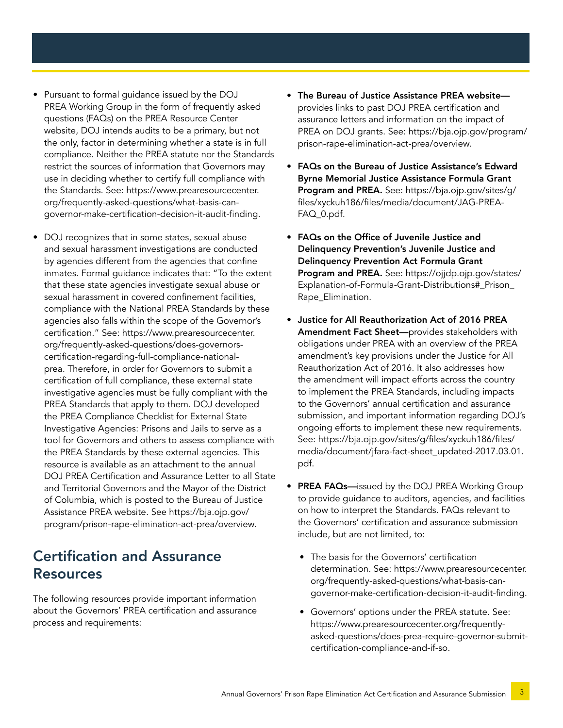- Pursuant to formal guidance issued by the DOJ PREA Working Group in the form of frequently asked questions (FAQs) on the PREA Resource Center website, DOJ intends audits to be a primary, but not the only, factor in determining whether a state is in full compliance. Neither the PREA statute nor the Standards restrict the sources of information that Governors may use in deciding whether to certify full compliance with the Standards. See: https://www.prearesourcecenter.org/frequently-asked-questions/what-basis-can-governor-make-certification-decision-it-audit-finding.

- DOJ recognizes that in some states, sexual abuse and sexual harassment investigations are conducted by agencies different from the agencies that confine inmates. Formal guidance indicates that: "To the extent that these state agencies investigate sexual abuse or sexual harassment in covered confinement facilities, compliance with the National PREA Standards by these agencies also falls within the scope of the Governor's certification." See: https://www.prearesourcecenter.org/frequently-asked-questions/does-governors-certification-regarding-full-compliance-national-prea. Therefore, in order for Governors to submit a certification of full compliance, these external state investigative agencies must be fully compliant with the PREA Standards that apply to them. DOJ developed the PREA Compliance Checklist for External State Investigative Agencies: Prisons and Jails to serve as a tool for Governors and others to assess compliance with the PREA Standards by these external agencies. This resource is available as an attachment to the annual DOJ PREA Certification and Assurance Letter to all State and Territorial Governors and the Mayor of the District of Columbia, which is posted to the Bureau of Justice Assistance PREA website. See https://bja.ojp.gov/program/prison-rape-elimination-act-prea/overview.

## Certification and Assurance Resources

The following resources provide important information about the Governors' PREA certification and assurance process and requirements:

- **The Bureau of Justice Assistance PREA website—** provides links to past DOJ PREA certification and assurance letters and information on the impact of PREA on DOJ grants. See: https://bja.ojp.gov/program/prison-rape-elimination-act-prea/overview.

- **FAQs on the Bureau of Justice Assistance's Edward Byrne Memorial Justice Assistance Formula Grant Program and PREA.** See: https://bja.ojp.gov/sites/g/files/xyckuh186/files/media/document/JAG-PREA-FAQ_0.pdf.

- **FAQs on the Office of Juvenile Justice and Delinquency Prevention's Juvenile Justice and Delinquency Prevention Act Formula Grant Program and PREA.** See: https://ojjdp.ojp.gov/states/Explanation-of-Formula-Grant-Distributions#_Prison_Rape_Elimination.

- **Justice for All Reauthorization Act of 2016 PREA Amendment Fact Sheet—**provides stakeholders with obligations under PREA with an overview of the PREA amendment's key provisions under the Justice for All Reauthorization Act of 2016. It also addresses how the amendment will impact efforts across the country to implement the PREA Standards, including impacts to the Governors' annual certification and assurance submission, and important information regarding DOJ's ongoing efforts to implement these new requirements. See: https://bja.ojp.gov/sites/g/files/xyckuh186/files/media/document/jfara-fact-sheet_updated-2017.03.01.pdf.

- **PREA FAQs—**issued by the DOJ PREA Working Group to provide guidance to auditors, agencies, and facilities on how to interpret the Standards. FAQs relevant to the Governors' certification and assurance submission include, but are not limited, to:
  - The basis for the Governors' certification determination. See: https://www.prearesourcecenter.org/frequently-asked-questions/what-basis-can-governor-make-certification-decision-it-audit-finding.
  - Governors' options under the PREA statute. See: https://www.prearesourcecenter.org/frequently-asked-questions/does-prea-require-governor-submit-certification-compliance-and-if-so.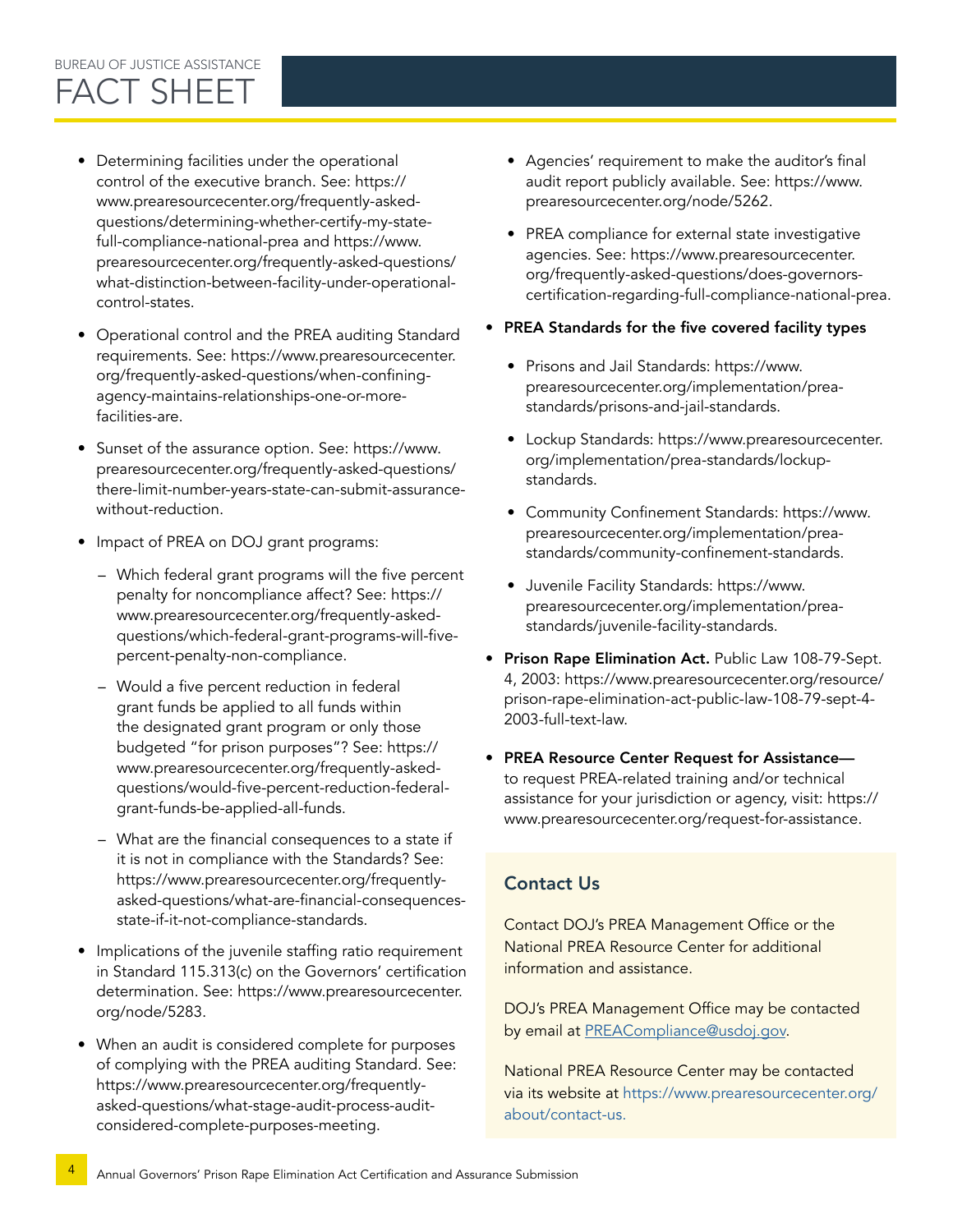- Determining facilities under the operational control of the executive branch. See: https://www.prearesourcecenter.org/frequently-asked-questions/determining-whether-certify-my-state-full-compliance-national-prea and https://www.prearesourcecenter.org/frequently-asked-questions/what-distinction-between-facility-under-operational-control-states.

- Operational control and the PREA auditing Standard requirements. See: https://www.prearesourcecenter.org/frequently-asked-questions/when-confining-agency-maintains-relationships-one-or-more-facilities-are.

- Sunset of the assurance option. See: https://www.prearesourcecenter.org/frequently-asked-questions/there-limit-number-years-state-can-submit-assurance-without-reduction.

- Impact of PREA on DOJ grant programs:
  - Which federal grant programs will the five percent penalty for noncompliance affect? See: https://www.prearesourcecenter.org/frequently-asked-questions/which-federal-grant-programs-will-five-percent-penalty-non-compliance.
  - Would a five percent reduction in federal grant funds be applied to all funds within the designated grant program or only those budgeted “for prison purposes”? See: https://www.prearesourcecenter.org/frequently-asked-questions/would-five-percent-reduction-federal-grant-funds-be-applied-all-funds.
  - What are the financial consequences to a state if it is not in compliance with the Standards? See: https://www.prearesourcecenter.org/frequently-asked-questions/what-are-financial-consequences-state-if-it-not-compliance-standards.

- Implications of the juvenile staffing ratio requirement in Standard 115.313(c) on the Governors’ certification determination. See: https://www.prearesourcecenter.org/node/5283.

- When an audit is considered complete for purposes of complying with the PREA auditing Standard. See: https://www.prearesourcecenter.org/frequently-asked-questions/what-stage-audit-process-audit-considered-complete-purposes-meeting.

- Agencies’ requirement to make the auditor’s final audit report publicly available. See: https://www.prearesourcecenter.org/node/5262.

- PREA compliance for external state investigative agencies. See: https://www.prearesourcecenter.org/frequently-asked-questions/does-governors-certification-regarding-full-compliance-national-prea.

- **PREA Standards for the five covered facility types**
  - Prisons and Jail Standards: https://www.prearesourcecenter.org/implementation/prea-standards/prisons-and-jail-standards.
  - Lockup Standards: https://www.prearesourcecenter.org/implementation/prea-standards/lockup-standards.
  - Community Confinement Standards: https://www.prearesourcecenter.org/implementation/prea-standards/community-confinement-standards.
  - Juvenile Facility Standards: https://www.prearesourcecenter.org/implementation/prea-standards/juvenile-facility-standards.

- **Prison Rape Elimination Act.** Public Law 108-79-Sept. 4, 2003: https://www.prearesourcecenter.org/resource/prison-rape-elimination-act-public-law-108-79-sept-4-2003-full-text-law.

- **PREA Resource Center Request for Assistance—** to request PREA-related training and/or technical assistance for your jurisdiction or agency, visit: https://www.prearesourcecenter.org/request-for-assistance.

## Contact Us

Contact DOJ’s PREA Management Office or the National PREA Resource Center for additional information and assistance.

DOJ’s PREA Management Office may be contacted by email at PREACompliance@usdoj.gov.

National PREA Resource Center may be contacted via its website at https://www.prearesourcecenter.org/about/contact-us.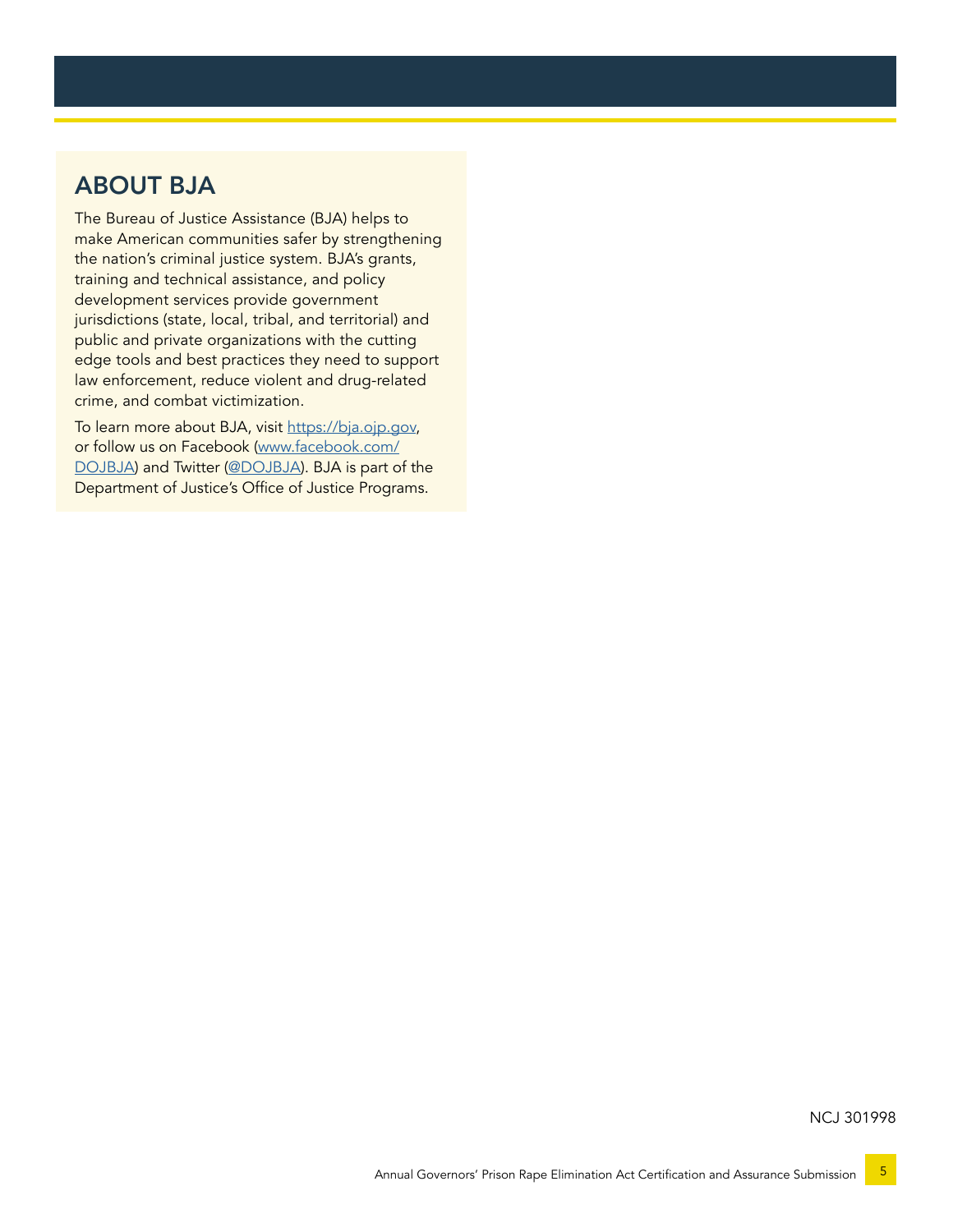## ABOUT BJA

The Bureau of Justice Assistance (BJA) helps to make American communities safer by strengthening the nation's criminal justice system. BJA's grants, training and technical assistance, and policy development services provide government jurisdictions (state, local, tribal, and territorial) and public and private organizations with the cutting edge tools and best practices they need to support law enforcement, reduce violent and drug-related crime, and combat victimization.

To learn more about BJA, visit [https://bja.ojp.gov](https://bja.ojp.gov), or follow us on Facebook ([www.facebook.com/DOJBJA](www.facebook.com/DOJBJA)) and Twitter (@DOJBJA). BJA is part of the Department of Justice's Office of Justice Programs.

NCJ 301998